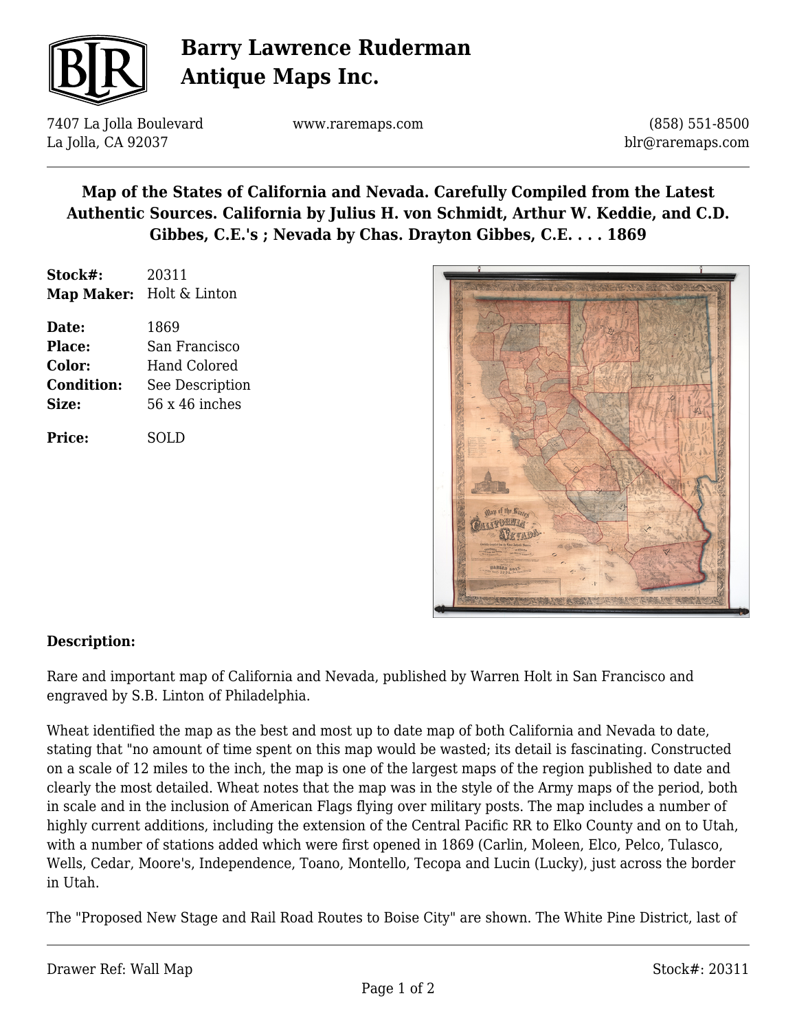# Barry Lawrence Ruderman Antique Maps Inc.

7407 La Jolla Boulevard
La Jolla, CA 92037

www.raremaps.com

(858) 551-8500
blr@raremaps.com

## Map of the States of California and Nevada. Carefully Compiled from the Latest Authentic Sources. California by Julius H. von Schmidt, Arthur W. Keddie, and C.D. Gibbes, C.E.'s ; Nevada by Chas. Drayton Gibbes, C.E. . . . 1869

**Stock#:** 20311
**Map Maker:** Holt & Linton

**Date:** 1869
**Place:** San Francisco
**Color:** Hand Colored
**Condition:** See Description
**Size:** 56 x 46 inches

**Price:** SOLD

### Description:

Rare and important map of California and Nevada, published by Warren Holt in San Francisco and engraved by S.B. Linton of Philadelphia.

Wheat identified the map as the best and most up to date map of both California and Nevada to date, stating that "no amount of time spent on this map would be wasted; its detail is fascinating. Constructed on a scale of 12 miles to the inch, the map is one of the largest maps of the region published to date and clearly the most detailed. Wheat notes that the map was in the style of the Army maps of the period, both in scale and in the inclusion of American Flags flying over military posts. The map includes a number of highly current additions, including the extension of the Central Pacific RR to Elko County and on to Utah, with a number of stations added which were first opened in 1869 (Carlin, Moleen, Elco, Pelco, Tulasco, Wells, Cedar, Moore's, Independence, Toano, Montello, Tecopa and Lucin (Lucky), just across the border in Utah.

The "Proposed New Stage and Rail Road Routes to Boise City" are shown. The White Pine District, last of

Drawer Ref: Wall Map

Stock#: 20311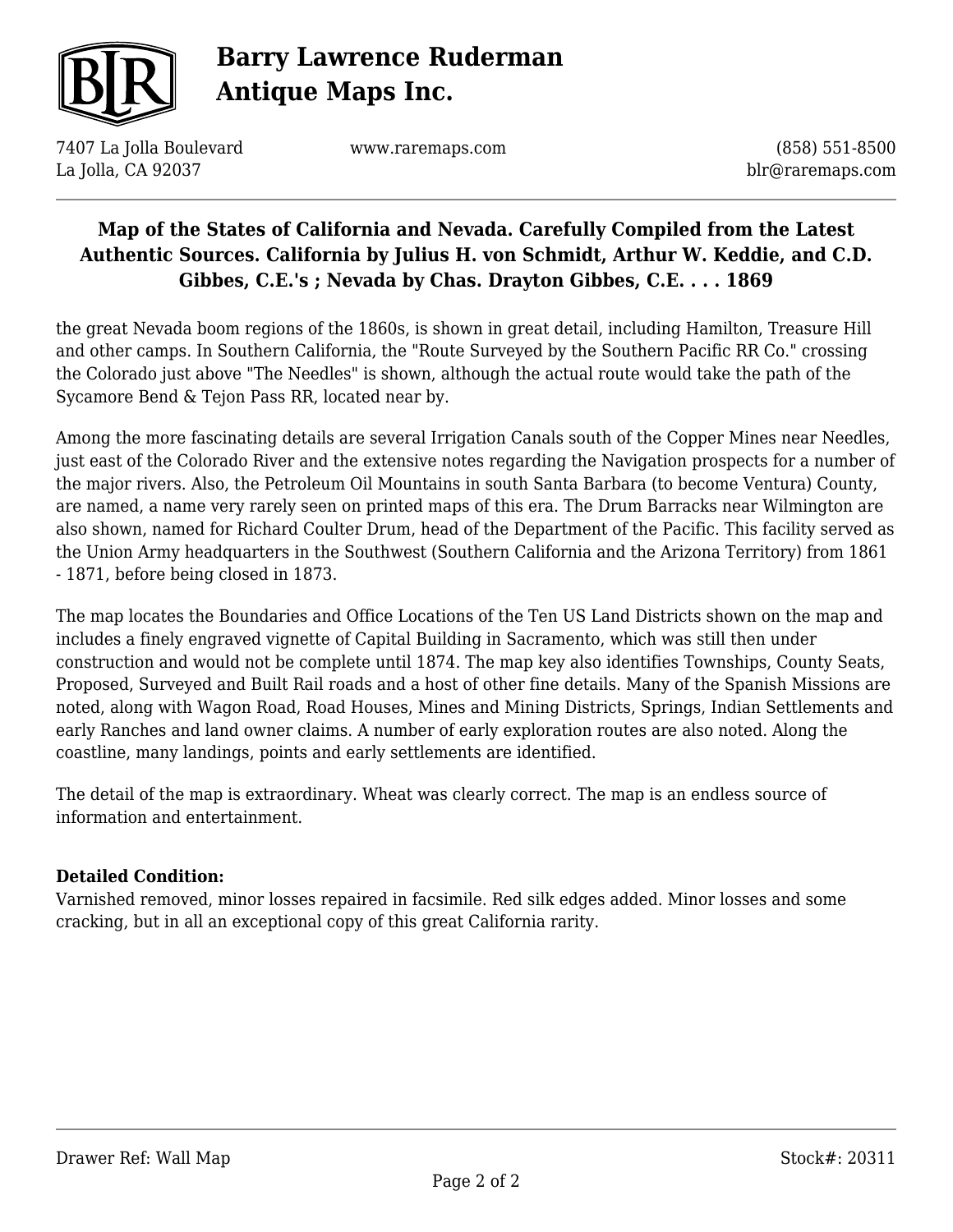## Map of the States of California and Nevada. Carefully Compiled from the Latest Authentic Sources. California by Julius H. von Schmidt, Arthur W. Keddie, and C.D. Gibbes, C.E.'s ; Nevada by Chas. Drayton Gibbes, C.E. . . . 1869

the great Nevada boom regions of the 1860s, is shown in great detail, including Hamilton, Treasure Hill and other camps. In Southern California, the "Route Surveyed by the Southern Pacific RR Co." crossing the Colorado just above "The Needles" is shown, although the actual route would take the path of the Sycamore Bend & Tejon Pass RR, located near by.

Among the more fascinating details are several Irrigation Canals south of the Copper Mines near Needles, just east of the Colorado River and the extensive notes regarding the Navigation prospects for a number of the major rivers. Also, the Petroleum Oil Mountains in south Santa Barbara (to become Ventura) County, are named, a name very rarely seen on printed maps of this era. The Drum Barracks near Wilmington are also shown, named for Richard Coulter Drum, head of the Department of the Pacific. This facility served as the Union Army headquarters in the Southwest (Southern California and the Arizona Territory) from 1861 - 1871, before being closed in 1873.

The map locates the Boundaries and Office Locations of the Ten US Land Districts shown on the map and includes a finely engraved vignette of Capital Building in Sacramento, which was still then under construction and would not be complete until 1874. The map key also identifies Townships, County Seats, Proposed, Surveyed and Built Rail roads and a host of other fine details. Many of the Spanish Missions are noted, along with Wagon Road, Road Houses, Mines and Mining Districts, Springs, Indian Settlements and early Ranches and land owner claims. A number of early exploration routes are also noted. Along the coastline, many landings, points and early settlements are identified.

The detail of the map is extraordinary. Wheat was clearly correct. The map is an endless source of information and entertainment.

**Detailed Condition:**
Varnished removed, minor losses repaired in facsimile. Red silk edges added. Minor losses and some cracking, but in all an exceptional copy of this great California rarity.

Drawer Ref: Wall Map

Stock#: 20311